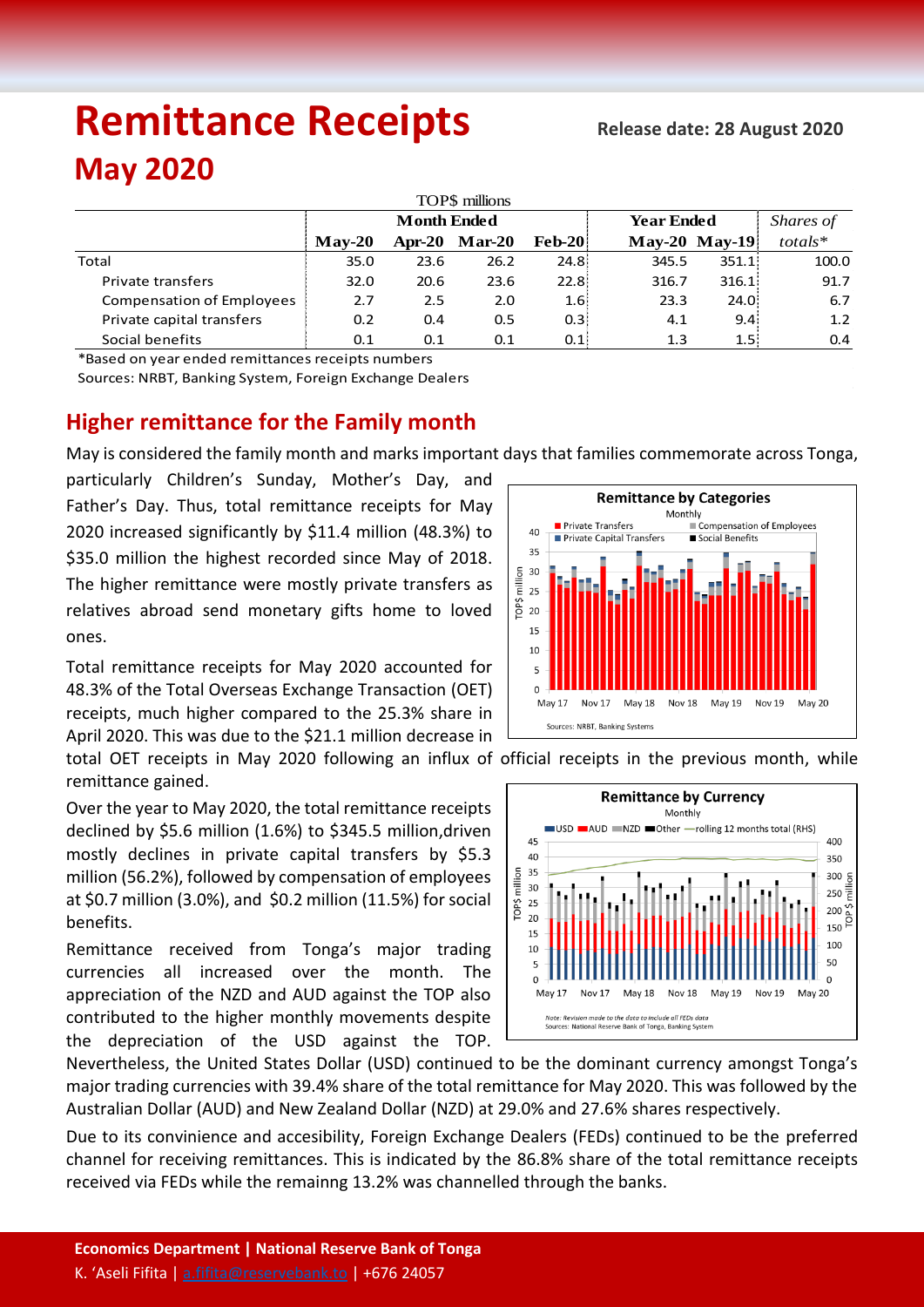# Remittance Receipts

**Release date: 28 August 2020**

## May 2020

TOP$ millions

| | Month Ended | | | | Year Ended | | Shares of |
|---|---|---|---|---|---|---|---|
| | May-20 | Apr-20 | Mar-20 | Feb-20 | May-20 | May-19 | totals* |
| Total | 35.0 | 23.6 | 26.2 | 24.8 | 345.5 | 351.1 | 100.0 |
| Private transfers | 32.0 | 20.6 | 23.6 | 22.8 | 316.7 | 316.1 | 91.7 |
| Compensation of Employees | 2.7 | 2.5 | 2.0 | 1.6 | 23.3 | 24.0 | 6.7 |
| Private capital transfers | 0.2 | 0.4 | 0.5 | 0.3 | 4.1 | 9.4 | 1.2 |
| Social benefits | 0.1 | 0.1 | 0.1 | 0.1 | 1.3 | 1.5 | 0.4 |

*Based on year ended remittances receipts numbers

Sources: NRBT, Banking System, Foreign Exchange Dealers

## Higher remittance for the Family month

May is considered the family month and marks important days that families commemorate across Tonga, particularly Children's Sunday, Mother's Day, and Father's Day. Thus, total remittance receipts for May 2020 increased significantly by $11.4 million (48.3%) to $35.0 million the highest recorded since May of 2018. The higher remittance were mostly private transfers as relatives abroad send monetary gifts home to loved ones.

Total remittance receipts for May 2020 accounted for 48.3% of the Total Overseas Exchange Transaction (OET) receipts, much higher compared to the 25.3% share in April 2020. This was due to the $21.1 million decrease in total OET receipts in May 2020 following an influx of official receipts in the previous month, while remittance gained.

Over the year to May 2020, the total remittance receipts declined by $5.6 million (1.6%) to $345.5 million,driven mostly declines in private capital transfers by $5.3 million (56.2%), followed by compensation of employees at $0.7 million (3.0%), and $0.2 million (11.5%) for social benefits.

Remittance received from Tonga's major trading currencies all increased over the month. The appreciation of the NZD and AUD against the TOP also contributed to the higher monthly movements despite the depreciation of the USD against the TOP. Nevertheless, the United States Dollar (USD) continued to be the dominant currency amongst Tonga's major trading currencies with 39.4% share of the total remittance for May 2020. This was followed by the Australian Dollar (AUD) and New Zealand Dollar (NZD) at 29.0% and 27.6% shares respectively.

Due to its convinience and accesibility, Foreign Exchange Dealers (FEDs) continued to be the preferred channel for receiving remittances. This is indicated by the 86.8% share of the total remittance receipts received via FEDs while the remainng 13.2% was channelled through the banks.

**Economics Department | National Reserve Bank of Tonga**

K. 'Aseli Fifita | a.fifita@reservebank.to | +676 24057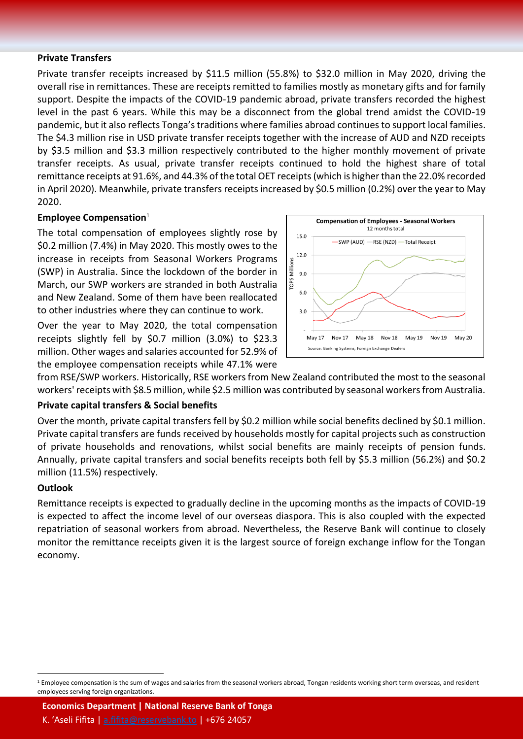**Private Transfers**

Private transfer receipts increased by \$11.5 million (55.8%) to \$32.0 million in May 2020, driving the overall rise in remittances. These are receipts remitted to families mostly as monetary gifts and for family support. Despite the impacts of the COVID-19 pandemic abroad, private transfers recorded the highest level in the past 6 years. While this may be a disconnect from the global trend amidst the COVID-19 pandemic, but it also reflects Tonga's traditions where families abroad continues to support local families. The \$4.3 million rise in USD private transfer receipts together with the increase of AUD and NZD receipts by \$3.5 million and \$3.3 million respectively contributed to the higher monthly movement of private transfer receipts. As usual, private transfer receipts continued to hold the highest share of total remittance receipts at 91.6%, and 44.3% of the total OET receipts (which is higher than the 22.0% recorded in April 2020). Meanwhile, private transfers receipts increased by \$0.5 million (0.2%) over the year to May 2020.

**Employee Compensation**[1]

The total compensation of employees slightly rose by \$0.2 million (7.4%) in May 2020. This mostly owes to the increase in receipts from Seasonal Workers Programs (SWP) in Australia. Since the lockdown of the border in March, our SWP workers are stranded in both Australia and New Zealand. Some of them have been reallocated to other industries where they can continue to work.

Over the year to May 2020, the total compensation receipts slightly fell by \$0.7 million (3.0%) to \$23.3 million. Other wages and salaries accounted for 52.9% of the employee compensation receipts while 47.1% were from RSE/SWP workers. Historically, RSE workers from New Zealand contributed the most to the seasonal workers' receipts with \$8.5 million, while \$2.5 million was contributed by seasonal workers from Australia.

**Compensation of Employees - Seasonal Workers**
12 months total

Source: Banking Systems; Foreign Exchange Dealers

**Private capital transfers & Social benefits**

Over the month, private capital transfers fell by \$0.2 million while social benefits declined by \$0.1 million. Private capital transfers are funds received by households mostly for capital projects such as construction of private households and renovations, whilst social benefits are mainly receipts of pension funds. Annually, private capital transfers and social benefits receipts both fell by \$5.3 million (56.2%) and \$0.2 million (11.5%) respectively.

**Outlook**

Remittance receipts is expected to gradually decline in the upcoming months as the impacts of COVID-19 is expected to affect the income level of our overseas diaspora. This is also coupled with the expected repatriation of seasonal workers from abroad. Nevertheless, the Reserve Bank will continue to closely monitor the remittance receipts given it is the largest source of foreign exchange inflow for the Tongan economy.

[1] Employee compensation is the sum of wages and salaries from the seasonal workers abroad, Tongan residents working short term overseas, and resident employees serving foreign organizations.

**Economics Department | National Reserve Bank of Tonga**
K. 'Aseli Fifita | a.fifita@reservebank.to | +676 24057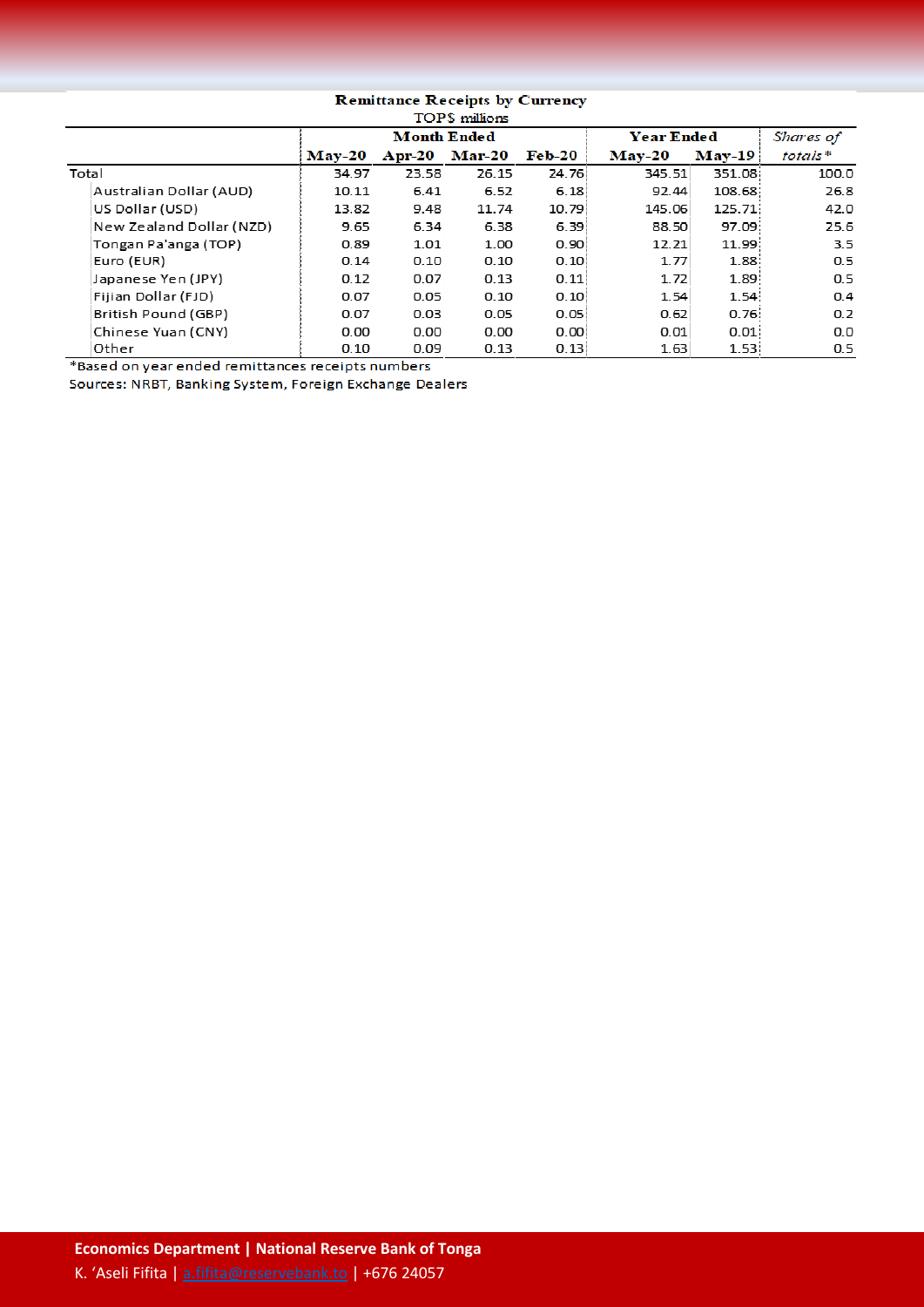**Remittance Receipts by Currency**
TOP$ millions

| | Month Ended | | | | Year Ended | | *Shares of totals** |
|---|---|---|---|---|---|---|---|
| | **May-20** | **Apr-20** | **Mar-20** | **Feb-20** | **May-20** | **May-19** | |
| Total | 34.97 | 23.58 | 26.15 | 24.76 | 345.51 | 351.08 | 100.0 |
| Australian Dollar (AUD) | 10.11 | 6.41 | 6.52 | 6.18 | 92.44 | 108.68 | 26.8 |
| US Dollar (USD) | 13.82 | 9.48 | 11.74 | 10.79 | 145.06 | 125.71 | 42.0 |
| New Zealand Dollar (NZD) | 9.65 | 6.34 | 6.38 | 6.39 | 88.50 | 97.09 | 25.6 |
| Tongan Pa'anga (TOP) | 0.89 | 1.01 | 1.00 | 0.90 | 12.21 | 11.99 | 3.5 |
| Euro (EUR) | 0.14 | 0.10 | 0.10 | 0.10 | 1.77 | 1.88 | 0.5 |
| Japanese Yen (JPY) | 0.12 | 0.07 | 0.13 | 0.11 | 1.72 | 1.89 | 0.5 |
| Fijian Dollar (FJD) | 0.07 | 0.05 | 0.10 | 0.10 | 1.54 | 1.54 | 0.4 |
| British Pound (GBP) | 0.07 | 0.03 | 0.05 | 0.05 | 0.62 | 0.76 | 0.2 |
| Chinese Yuan (CNY) | 0.00 | 0.00 | 0.00 | 0.00 | 0.01 | 0.01 | 0.0 |
| Other | 0.10 | 0.09 | 0.13 | 0.13 | 1.63 | 1.53 | 0.5 |

*Based on year ended remittances receipts numbers

Sources: NRBT, Banking System, Foreign Exchange Dealers

**Economics Department | National Reserve Bank of Tonga**

K. 'Aseli Fifita | a.fifita@reservebank.to | +676 24057